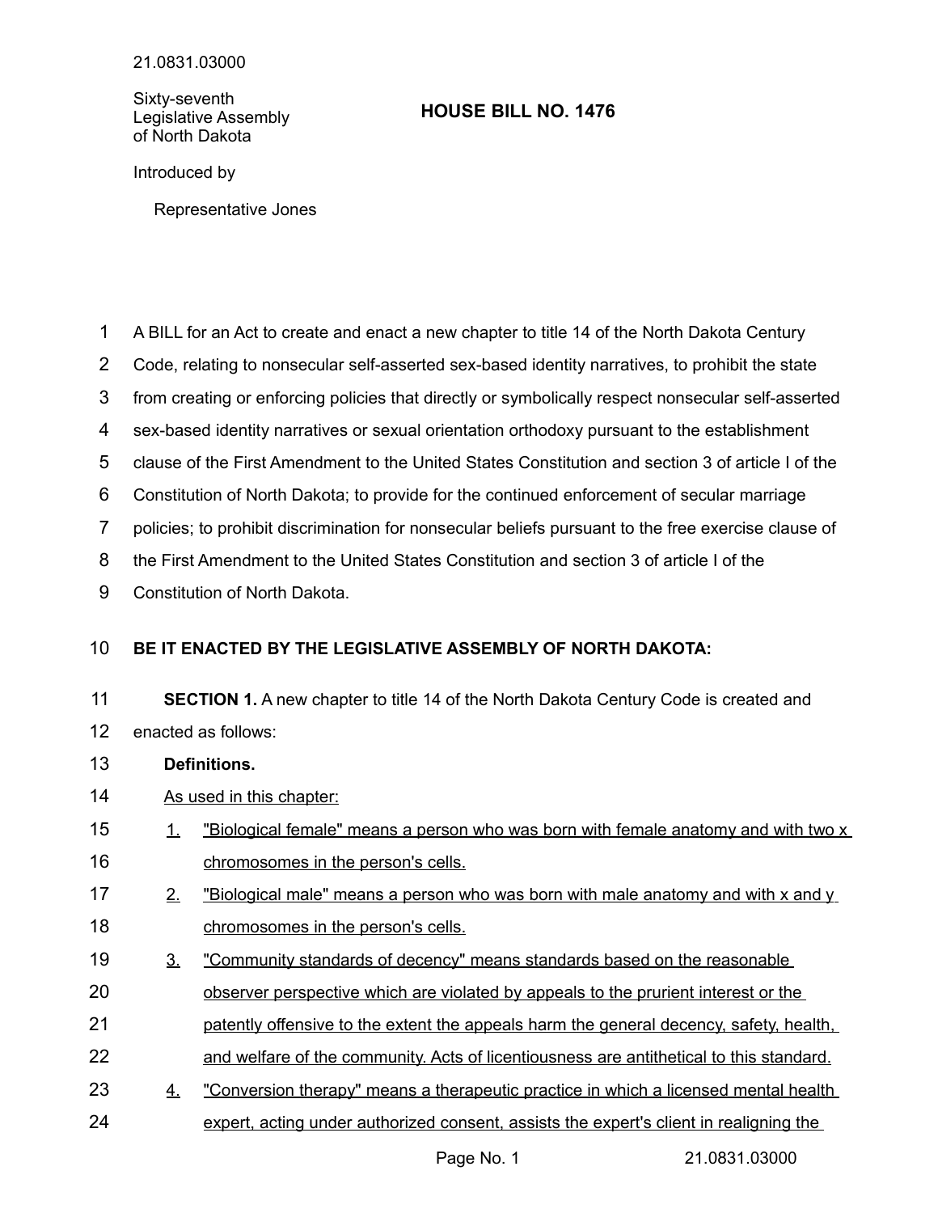21.0831.03000

Sixty-seventh Legislative Assembly of North Dakota

# HOUSE BILL NO. 1476

Introduced by

Representative Jones

A BILL for an Act to create and enact a new chapter to title 14 of the North Dakota Century Code, relating to nonsecular self-asserted sex-based identity narratives, to prohibit the state from creating or enforcing policies that directly or symbolically respect nonsecular self-asserted sex-based identity narratives or sexual orientation orthodoxy pursuant to the establishment clause of the First Amendment to the United States Constitution and section 3 of article I of the Constitution of North Dakota; to provide for the continued enforcement of secular marriage policies; to prohibit discrimination for nonsecular beliefs pursuant to the free exercise clause of the First Amendment to the United States Constitution and section 3 of article I of the Constitution of North Dakota.

**BE IT ENACTED BY THE LEGISLATIVE ASSEMBLY OF NORTH DAKOTA:**

**SECTION 1.** A new chapter to title 14 of the North Dakota Century Code is created and enacted as follows:

**Definitions.**

As used in this chapter:

1. "Biological female" means a person who was born with female anatomy and with two x chromosomes in the person's cells.
2. "Biological male" means a person who was born with male anatomy and with x and y chromosomes in the person's cells.
3. "Community standards of decency" means standards based on the reasonable observer perspective which are violated by appeals to the prurient interest or the patently offensive to the extent the appeals harm the general decency, safety, health, and welfare of the community. Acts of licentiousness are antithetical to this standard.
4. "Conversion therapy" means a therapeutic practice in which a licensed mental health expert, acting under authorized consent, assists the expert's client in realigning the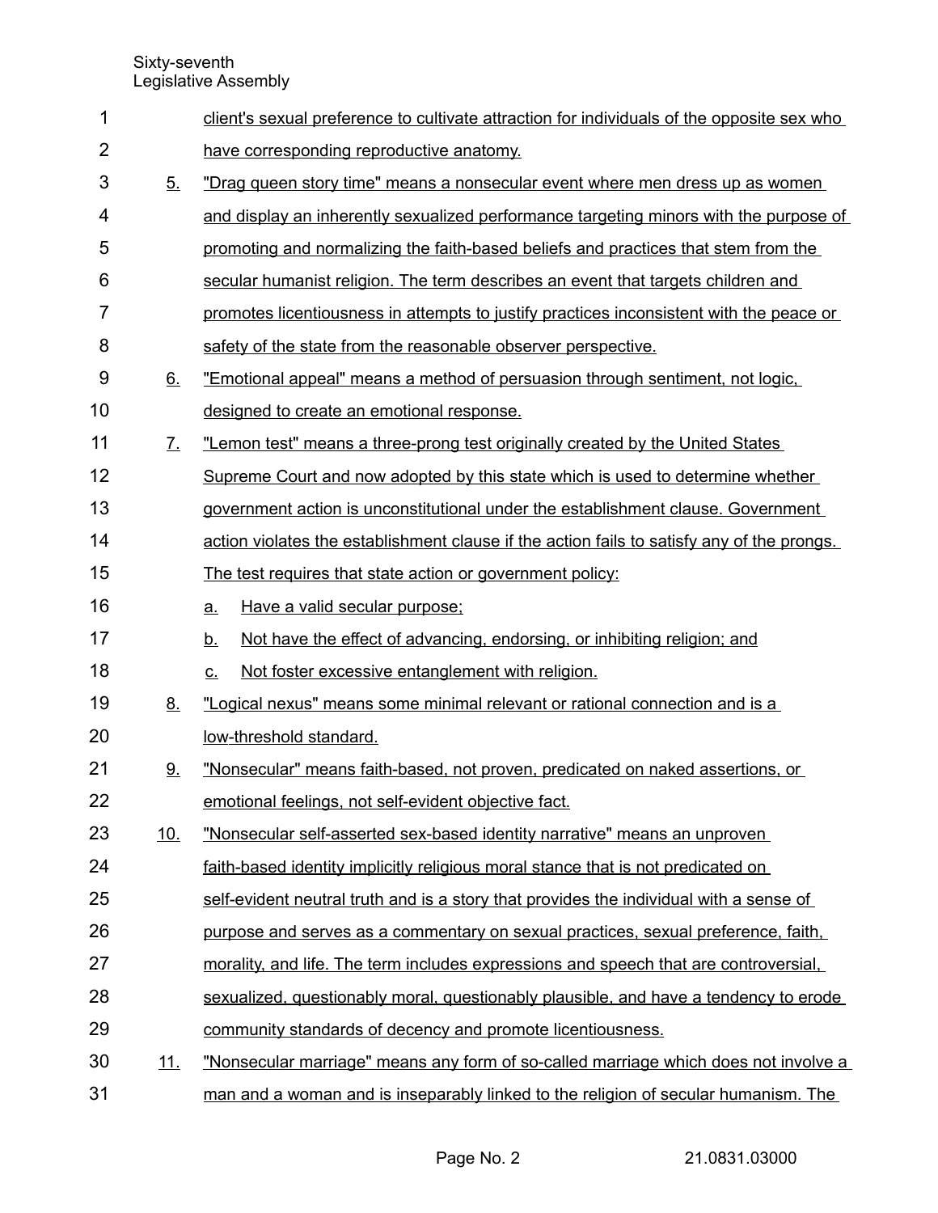client's sexual preference to cultivate attraction for individuals of the opposite sex who have corresponding reproductive anatomy.

5. "Drag queen story time" means a nonsecular event where men dress up as women and display an inherently sexualized performance targeting minors with the purpose of promoting and normalizing the faith-based beliefs and practices that stem from the secular humanist religion. The term describes an event that targets children and promotes licentiousness in attempts to justify practices inconsistent with the peace or safety of the state from the reasonable observer perspective.

6. "Emotional appeal" means a method of persuasion through sentiment, not logic, designed to create an emotional response.

7. "Lemon test" means a three-prong test originally created by the United States Supreme Court and now adopted by this state which is used to determine whether government action is unconstitutional under the establishment clause. Government action violates the establishment clause if the action fails to satisfy any of the prongs. The test requires that state action or government policy:

   a. Have a valid secular purpose;

   b. Not have the effect of advancing, endorsing, or inhibiting religion; and

   c. Not foster excessive entanglement with religion.

8. "Logical nexus" means some minimal relevant or rational connection and is a low-threshold standard.

9. "Nonsecular" means faith-based, not proven, predicated on naked assertions, or emotional feelings, not self-evident objective fact.

10. "Nonsecular self-asserted sex-based identity narrative" means an unproven faith-based identity implicitly religious moral stance that is not predicated on self-evident neutral truth and is a story that provides the individual with a sense of purpose and serves as a commentary on sexual practices, sexual preference, faith, morality, and life. The term includes expressions and speech that are controversial, sexualized, questionably moral, questionably plausible, and have a tendency to erode community standards of decency and promote licentiousness.

11. "Nonsecular marriage" means any form of so-called marriage which does not involve a man and a woman and is inseparably linked to the religion of secular humanism. The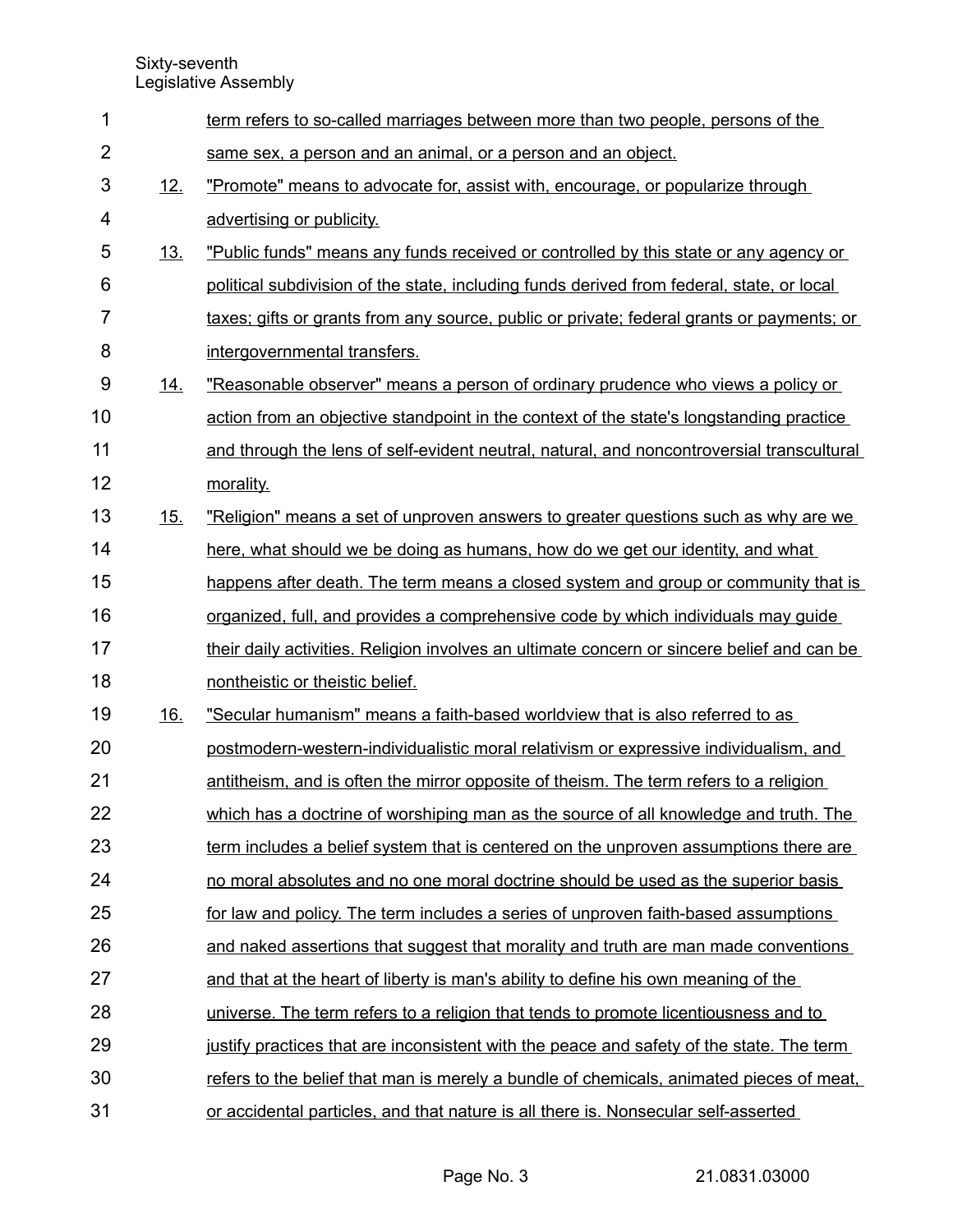term refers to so-called marriages between more than two people, persons of the same sex, a person and an animal, or a person and an object.

12. "Promote" means to advocate for, assist with, encourage, or popularize through advertising or publicity.

13. "Public funds" means any funds received or controlled by this state or any agency or political subdivision of the state, including funds derived from federal, state, or local taxes; gifts or grants from any source, public or private; federal grants or payments; or intergovernmental transfers.

14. "Reasonable observer" means a person of ordinary prudence who views a policy or action from an objective standpoint in the context of the state's longstanding practice and through the lens of self-evident neutral, natural, and noncontroversial transcultural morality.

15. "Religion" means a set of unproven answers to greater questions such as why are we here, what should we be doing as humans, how do we get our identity, and what happens after death. The term means a closed system and group or community that is organized, full, and provides a comprehensive code by which individuals may guide their daily activities. Religion involves an ultimate concern or sincere belief and can be nontheistic or theistic belief.

16. "Secular humanism" means a faith-based worldview that is also referred to as postmodern-western-individualistic moral relativism or expressive individualism, and antitheism, and is often the mirror opposite of theism. The term refers to a religion which has a doctrine of worshiping man as the source of all knowledge and truth. The term includes a belief system that is centered on the unproven assumptions there are no moral absolutes and no one moral doctrine should be used as the superior basis for law and policy. The term includes a series of unproven faith-based assumptions and naked assertions that suggest that morality and truth are man made conventions and that at the heart of liberty is man's ability to define his own meaning of the universe. The term refers to a religion that tends to promote licentiousness and to justify practices that are inconsistent with the peace and safety of the state. The term refers to the belief that man is merely a bundle of chemicals, animated pieces of meat, or accidental particles, and that nature is all there is. Nonsecular self-asserted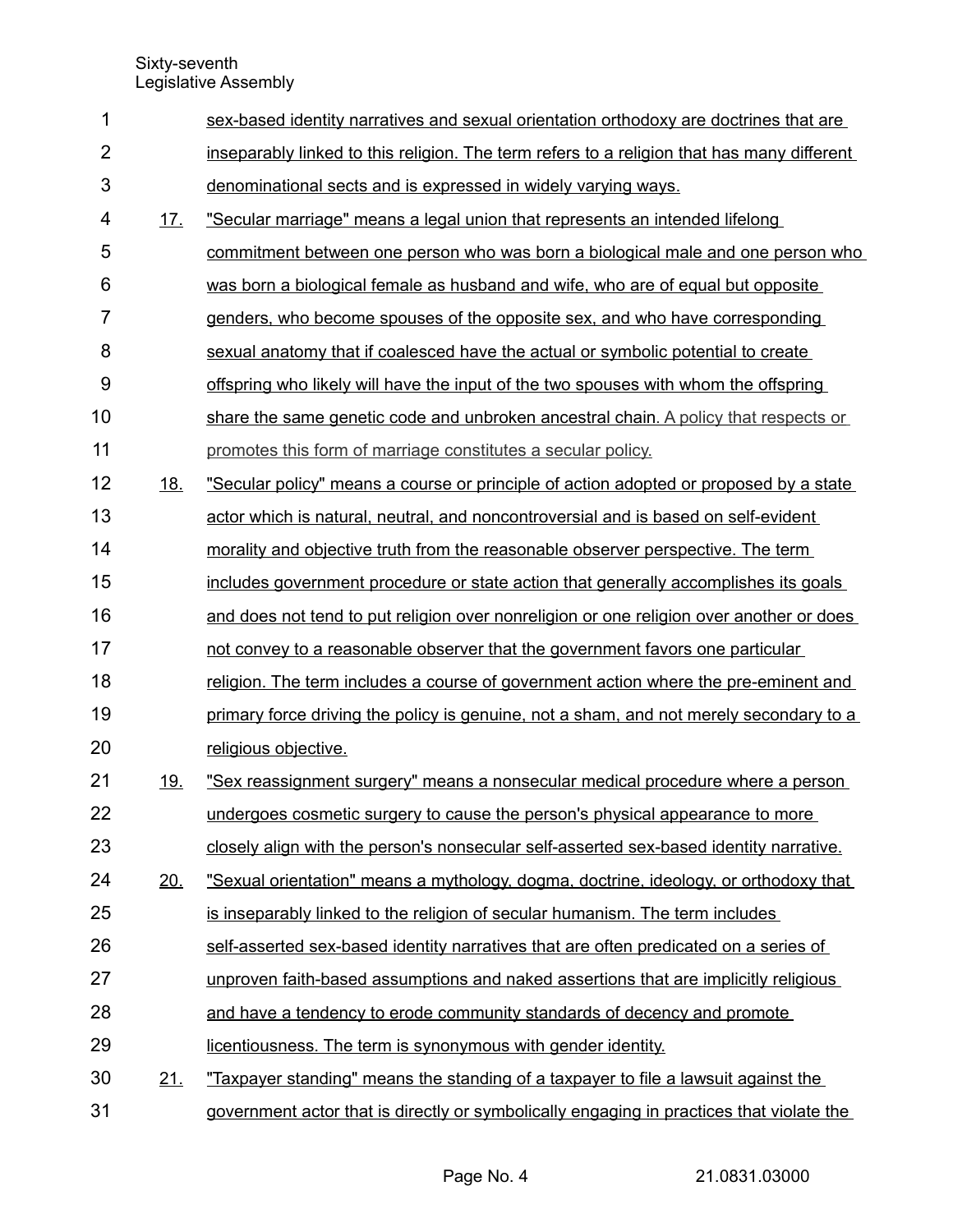sex-based identity narratives and sexual orientation orthodoxy are doctrines that are inseparably linked to this religion. The term refers to a religion that has many different denominational sects and is expressed in widely varying ways.

17. "Secular marriage" means a legal union that represents an intended lifelong commitment between one person who was born a biological male and one person who was born a biological female as husband and wife, who are of equal but opposite genders, who become spouses of the opposite sex, and who have corresponding sexual anatomy that if coalesced have the actual or symbolic potential to create offspring who likely will have the input of the two spouses with whom the offspring share the same genetic code and unbroken ancestral chain. A policy that respects or promotes this form of marriage constitutes a secular policy.

18. "Secular policy" means a course or principle of action adopted or proposed by a state actor which is natural, neutral, and noncontroversial and is based on self-evident morality and objective truth from the reasonable observer perspective. The term includes government procedure or state action that generally accomplishes its goals and does not tend to put religion over nonreligion or one religion over another or does not convey to a reasonable observer that the government favors one particular religion. The term includes a course of government action where the pre-eminent and primary force driving the policy is genuine, not a sham, and not merely secondary to a religious objective.

19. "Sex reassignment surgery" means a nonsecular medical procedure where a person undergoes cosmetic surgery to cause the person's physical appearance to more closely align with the person's nonsecular self-asserted sex-based identity narrative.

20. "Sexual orientation" means a mythology, dogma, doctrine, ideology, or orthodoxy that is inseparably linked to the religion of secular humanism. The term includes self-asserted sex-based identity narratives that are often predicated on a series of unproven faith-based assumptions and naked assertions that are implicitly religious and have a tendency to erode community standards of decency and promote licentiousness. The term is synonymous with gender identity.

21. "Taxpayer standing" means the standing of a taxpayer to file a lawsuit against the government actor that is directly or symbolically engaging in practices that violate the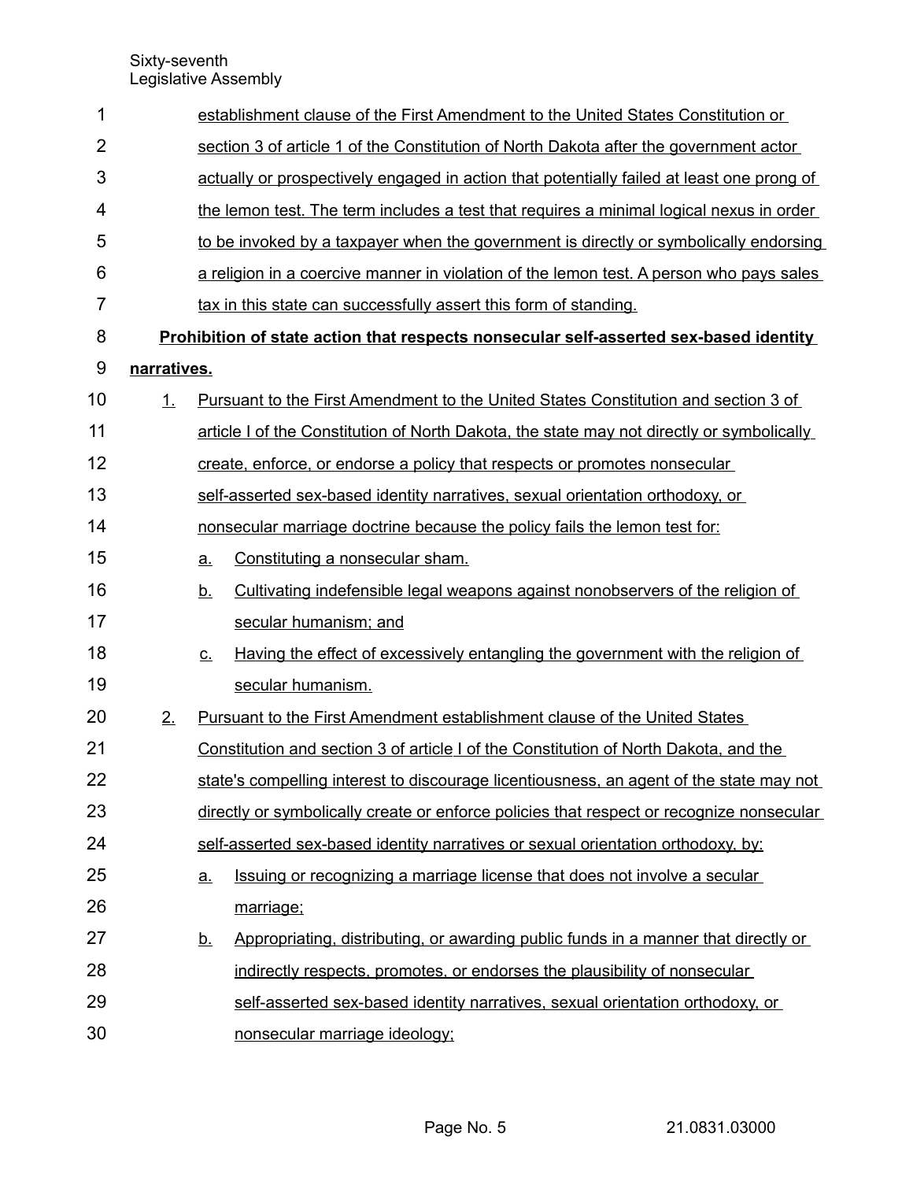establishment clause of the First Amendment to the United States Constitution or section 3 of article 1 of the Constitution of North Dakota after the government actor actually or prospectively engaged in action that potentially failed at least one prong of the lemon test. The term includes a test that requires a minimal logical nexus in order to be invoked by a taxpayer when the government is directly or symbolically endorsing a religion in a coercive manner in violation of the lemon test. A person who pays sales tax in this state can successfully assert this form of standing.

**Prohibition of state action that respects nonsecular self-asserted sex-based identity narratives.**

1. Pursuant to the First Amendment to the United States Constitution and section 3 of article I of the Constitution of North Dakota, the state may not directly or symbolically create, enforce, or endorse a policy that respects or promotes nonsecular self-asserted sex-based identity narratives, sexual orientation orthodoxy, or nonsecular marriage doctrine because the policy fails the lemon test for:
   a. Constituting a nonsecular sham.
   b. Cultivating indefensible legal weapons against nonobservers of the religion of secular humanism; and
   c. Having the effect of excessively entangling the government with the religion of secular humanism.
2. Pursuant to the First Amendment establishment clause of the United States Constitution and section 3 of article I of the Constitution of North Dakota, and the state's compelling interest to discourage licentiousness, an agent of the state may not directly or symbolically create or enforce policies that respect or recognize nonsecular self-asserted sex-based identity narratives or sexual orientation orthodoxy, by:
   a. Issuing or recognizing a marriage license that does not involve a secular marriage;
   b. Appropriating, distributing, or awarding public funds in a manner that directly or indirectly respects, promotes, or endorses the plausibility of nonsecular self-asserted sex-based identity narratives, sexual orientation orthodoxy, or nonsecular marriage ideology;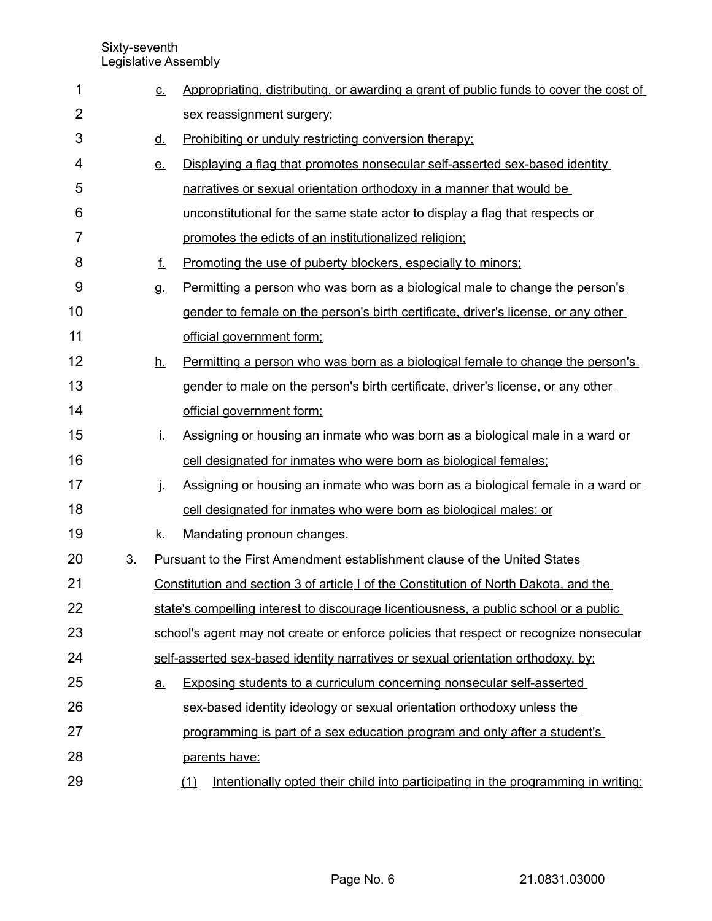c. Appropriating, distributing, or awarding a grant of public funds to cover the cost of sex reassignment surgery;

d. Prohibiting or unduly restricting conversion therapy;

e. Displaying a flag that promotes nonsecular self-asserted sex-based identity narratives or sexual orientation orthodoxy in a manner that would be unconstitutional for the same state actor to display a flag that respects or promotes the edicts of an institutionalized religion;

f. Promoting the use of puberty blockers, especially to minors;

g. Permitting a person who was born as a biological male to change the person's gender to female on the person's birth certificate, driver's license, or any other official government form;

h. Permitting a person who was born as a biological female to change the person's gender to male on the person's birth certificate, driver's license, or any other official government form;

i. Assigning or housing an inmate who was born as a biological male in a ward or cell designated for inmates who were born as biological females;

j. Assigning or housing an inmate who was born as a biological female in a ward or cell designated for inmates who were born as biological males; or

k. Mandating pronoun changes.

3. Pursuant to the First Amendment establishment clause of the United States Constitution and section 3 of article I of the Constitution of North Dakota, and the state's compelling interest to discourage licentiousness, a public school or a public school's agent may not create or enforce policies that respect or recognize nonsecular self-asserted sex-based identity narratives or sexual orientation orthodoxy, by:

a. Exposing students to a curriculum concerning nonsecular self-asserted sex-based identity ideology or sexual orientation orthodoxy unless the programming is part of a sex education program and only after a student's parents have:

(1) Intentionally opted their child into participating in the programming in writing;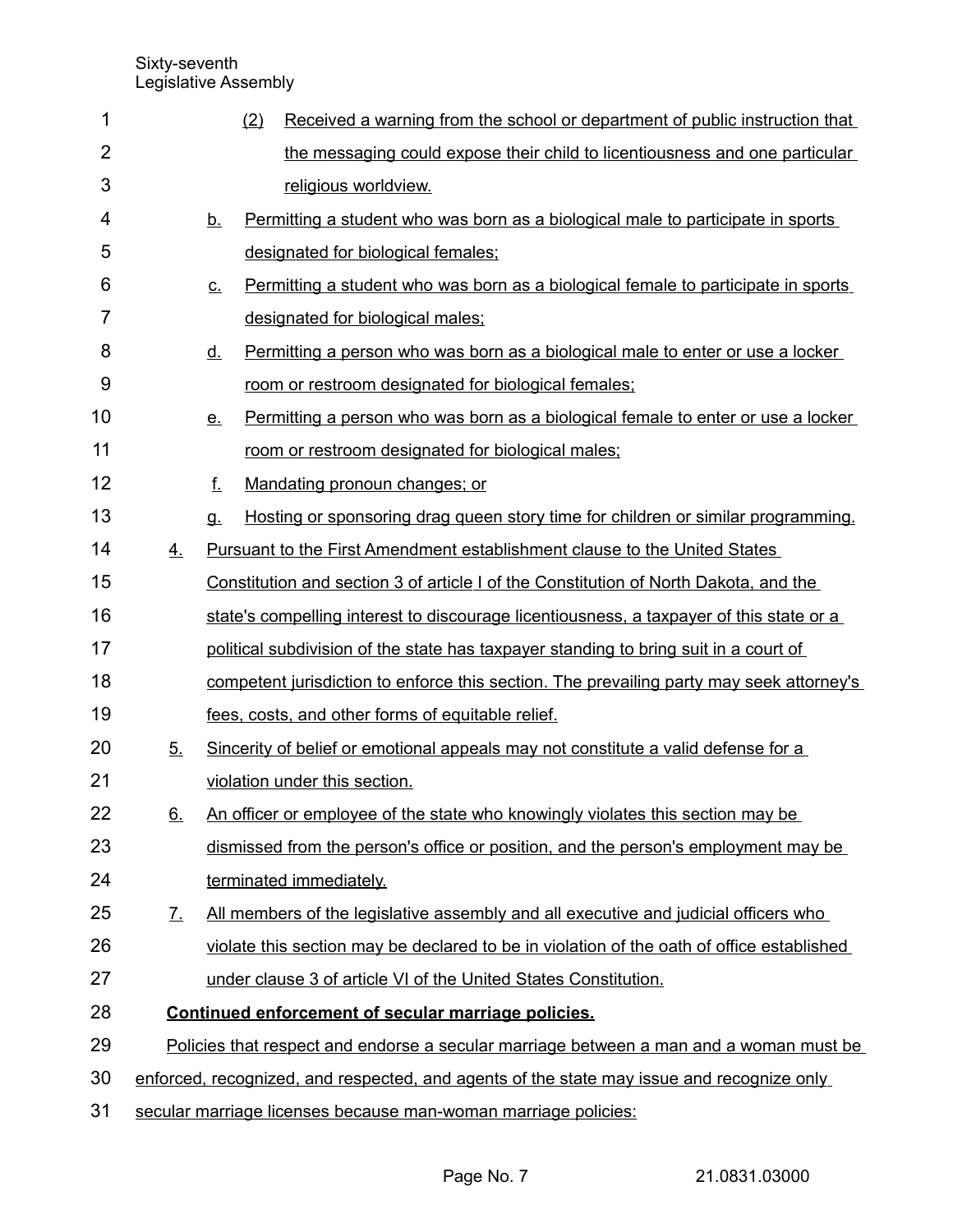(2) Received a warning from the school or department of public instruction that the messaging could expose their child to licentiousness and one particular religious worldview.

b. Permitting a student who was born as a biological male to participate in sports designated for biological females;

c. Permitting a student who was born as a biological female to participate in sports designated for biological males;

d. Permitting a person who was born as a biological male to enter or use a locker room or restroom designated for biological females;

e. Permitting a person who was born as a biological female to enter or use a locker room or restroom designated for biological males;

f. Mandating pronoun changes; or

g. Hosting or sponsoring drag queen story time for children or similar programming.

4. Pursuant to the First Amendment establishment clause to the United States Constitution and section 3 of article I of the Constitution of North Dakota, and the state's compelling interest to discourage licentiousness, a taxpayer of this state or a political subdivision of the state has taxpayer standing to bring suit in a court of competent jurisdiction to enforce this section. The prevailing party may seek attorney's fees, costs, and other forms of equitable relief.

5. Sincerity of belief or emotional appeals may not constitute a valid defense for a violation under this section.

6. An officer or employee of the state who knowingly violates this section may be dismissed from the person's office or position, and the person's employment may be terminated immediately.

7. All members of the legislative assembly and all executive and judicial officers who violate this section may be declared to be in violation of the oath of office established under clause 3 of article VI of the United States Constitution.

**Continued enforcement of secular marriage policies.**

Policies that respect and endorse a secular marriage between a man and a woman must be enforced, recognized, and respected, and agents of the state may issue and recognize only secular marriage licenses because man-woman marriage policies: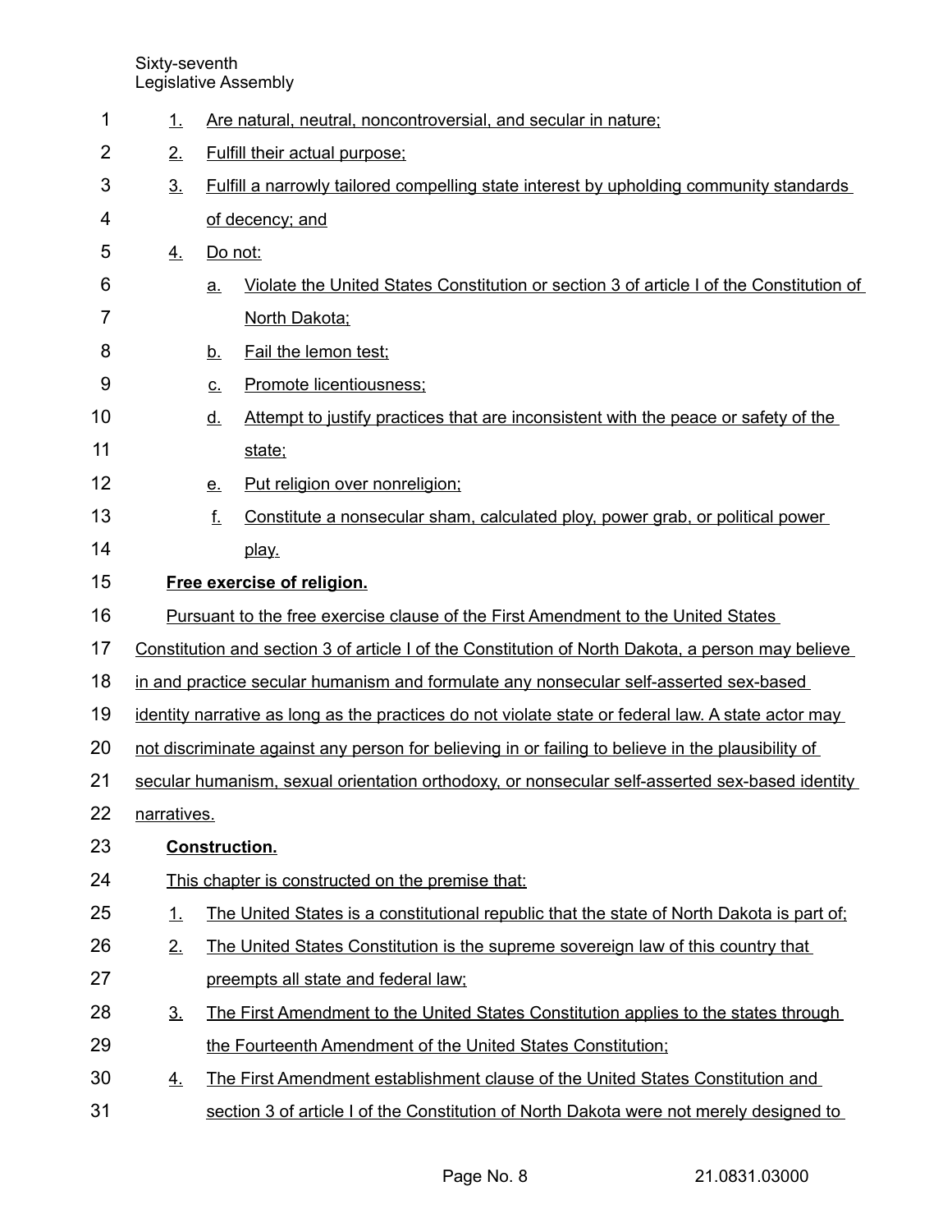1. Are natural, neutral, noncontroversial, and secular in nature;
2. Fulfill their actual purpose;
3. Fulfill a narrowly tailored compelling state interest by upholding community standards of decency; and
4. Do not:
   a. Violate the United States Constitution or section 3 of article I of the Constitution of North Dakota;
   b. Fail the lemon test;
   c. Promote licentiousness;
   d. Attempt to justify practices that are inconsistent with the peace or safety of the state;
   e. Put religion over nonreligion;
   f. Constitute a nonsecular sham, calculated ploy, power grab, or political power play.

**Free exercise of religion.**

Pursuant to the free exercise clause of the First Amendment to the United States Constitution and section 3 of article I of the Constitution of North Dakota, a person may believe in and practice secular humanism and formulate any nonsecular self-asserted sex-based identity narrative as long as the practices do not violate state or federal law. A state actor may not discriminate against any person for believing in or failing to believe in the plausibility of secular humanism, sexual orientation orthodoxy, or nonsecular self-asserted sex-based identity narratives.

**Construction.**

This chapter is constructed on the premise that:

1. The United States is a constitutional republic that the state of North Dakota is part of;
2. The United States Constitution is the supreme sovereign law of this country that preempts all state and federal law;
3. The First Amendment to the United States Constitution applies to the states through the Fourteenth Amendment of the United States Constitution;
4. The First Amendment establishment clause of the United States Constitution and section 3 of article I of the Constitution of North Dakota were not merely designed to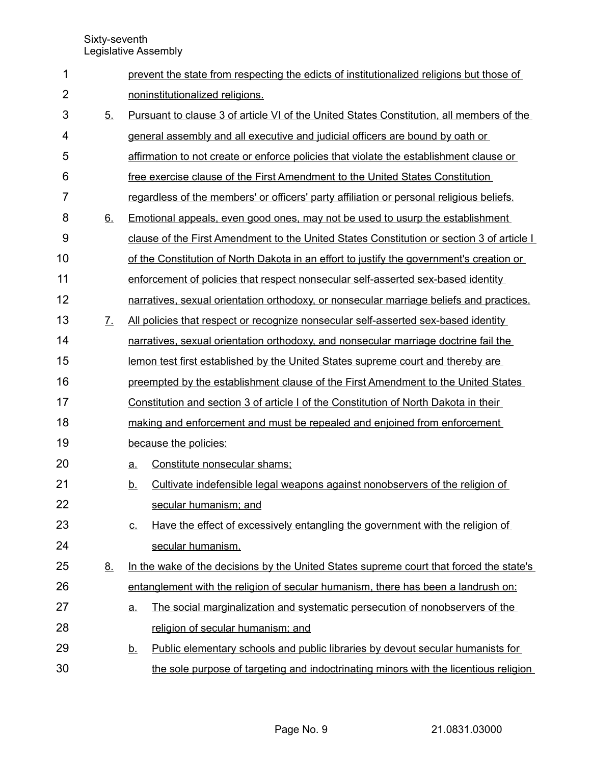prevent the state from respecting the edicts of institutionalized religions but those of noninstitutionalized religions.

5. Pursuant to clause 3 of article VI of the United States Constitution, all members of the general assembly and all executive and judicial officers are bound by oath or affirmation to not create or enforce policies that violate the establishment clause or free exercise clause of the First Amendment to the United States Constitution regardless of the members' or officers' party affiliation or personal religious beliefs.

6. Emotional appeals, even good ones, may not be used to usurp the establishment clause of the First Amendment to the United States Constitution or section 3 of article I of the Constitution of North Dakota in an effort to justify the government's creation or enforcement of policies that respect nonsecular self-asserted sex-based identity narratives, sexual orientation orthodoxy, or nonsecular marriage beliefs and practices.

7. All policies that respect or recognize nonsecular self-asserted sex-based identity narratives, sexual orientation orthodoxy, and nonsecular marriage doctrine fail the lemon test first established by the United States supreme court and thereby are preempted by the establishment clause of the First Amendment to the United States Constitution and section 3 of article I of the Constitution of North Dakota in their making and enforcement and must be repealed and enjoined from enforcement because the policies:

   a. Constitute nonsecular shams;

   b. Cultivate indefensible legal weapons against nonobservers of the religion of secular humanism; and

   c. Have the effect of excessively entangling the government with the religion of secular humanism.

8. In the wake of the decisions by the United States supreme court that forced the state's entanglement with the religion of secular humanism, there has been a landrush on:

   a. The social marginalization and systematic persecution of nonobservers of the religion of secular humanism; and

   b. Public elementary schools and public libraries by devout secular humanists for the sole purpose of targeting and indoctrinating minors with the licentious religion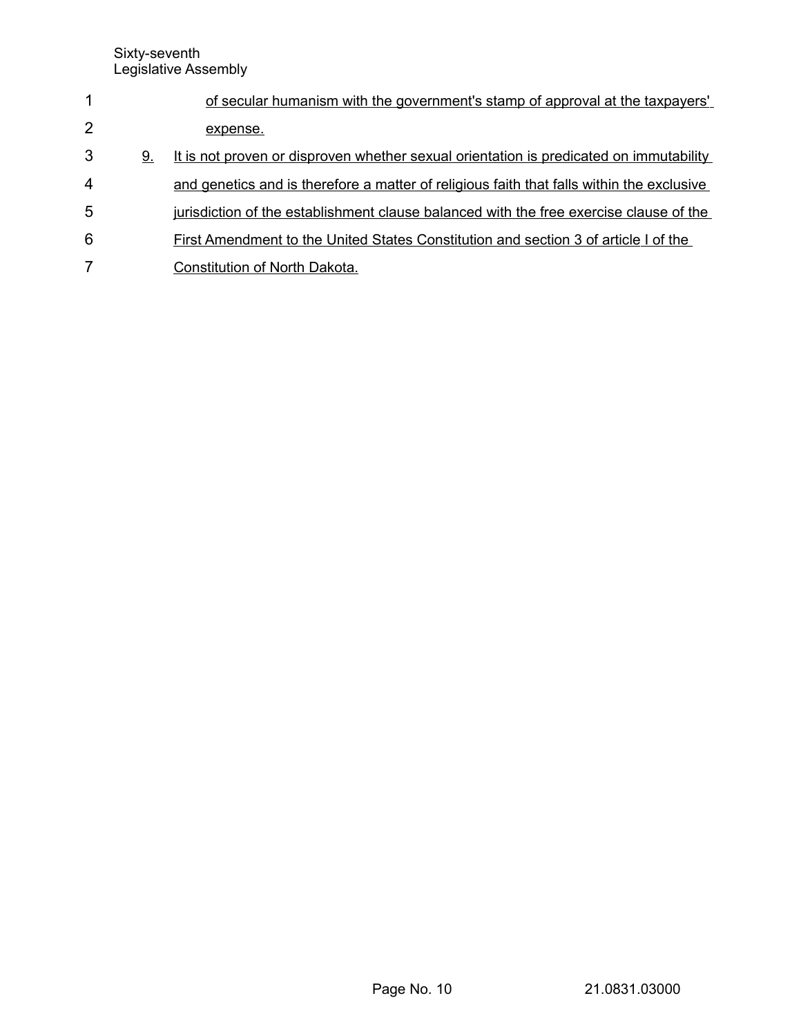of secular humanism with the government's stamp of approval at the taxpayers' expense.

9. It is not proven or disproven whether sexual orientation is predicated on immutability and genetics and is therefore a matter of religious faith that falls within the exclusive jurisdiction of the establishment clause balanced with the free exercise clause of the First Amendment to the United States Constitution and section 3 of article I of the Constitution of North Dakota.